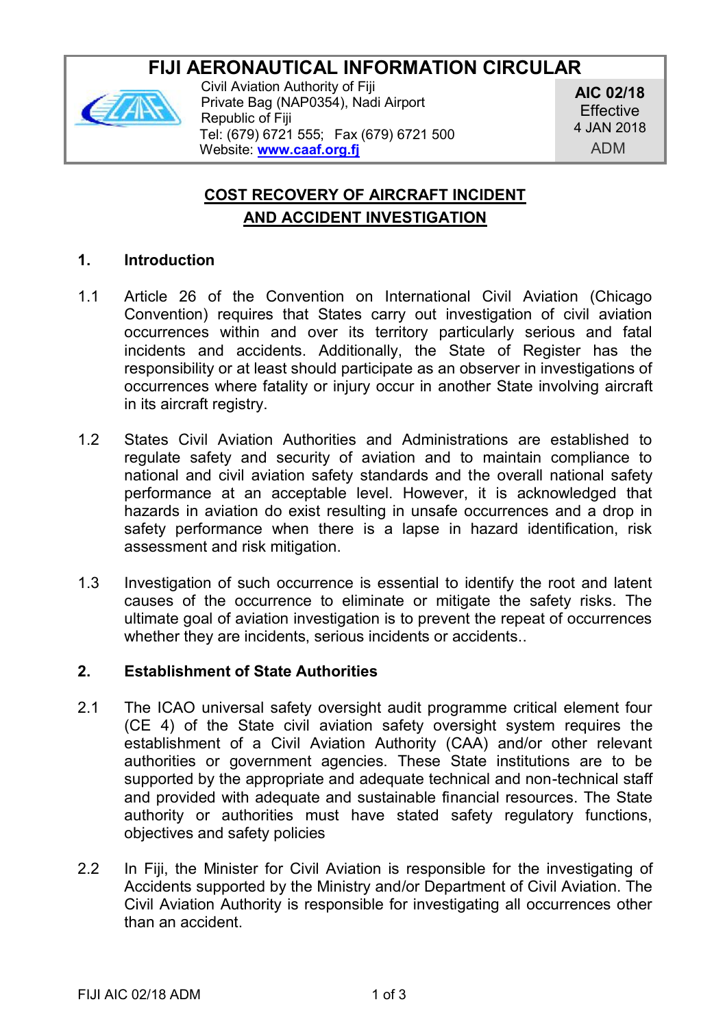# FIJI AERONAUTICAL INFORMATION CIRCULAR

Civil Aviation Authority of Fiji
Private Bag (NAP0354), Nadi Airport
Republic of Fiji
Tel: (679) 6721 555; Fax (679) 6721 500
Website: [www.caaf.org.fj](http://www.caaf.org.fj)

**AIC 02/18**
Effective
4 JAN 2018
ADM

## COST RECOVERY OF AIRCRAFT INCIDENT AND ACCIDENT INVESTIGATION

### 1. Introduction

1.1 Article 26 of the Convention on International Civil Aviation (Chicago Convention) requires that States carry out investigation of civil aviation occurrences within and over its territory particularly serious and fatal incidents and accidents. Additionally, the State of Register has the responsibility or at least should participate as an observer in investigations of occurrences where fatality or injury occur in another State involving aircraft in its aircraft registry.

1.2 States Civil Aviation Authorities and Administrations are established to regulate safety and security of aviation and to maintain compliance to national and civil aviation safety standards and the overall national safety performance at an acceptable level. However, it is acknowledged that hazards in aviation do exist resulting in unsafe occurrences and a drop in safety performance when there is a lapse in hazard identification, risk assessment and risk mitigation.

1.3 Investigation of such occurrence is essential to identify the root and latent causes of the occurrence to eliminate or mitigate the safety risks. The ultimate goal of aviation investigation is to prevent the repeat of occurrences whether they are incidents, serious incidents or accidents..

### 2. Establishment of State Authorities

2.1 The ICAO universal safety oversight audit programme critical element four (CE 4) of the State civil aviation safety oversight system requires the establishment of a Civil Aviation Authority (CAA) and/or other relevant authorities or government agencies. These State institutions are to be supported by the appropriate and adequate technical and non-technical staff and provided with adequate and sustainable financial resources. The State authority or authorities must have stated safety regulatory functions, objectives and safety policies

2.2 In Fiji, the Minister for Civil Aviation is responsible for the investigating of Accidents supported by the Ministry and/or Department of Civil Aviation. The Civil Aviation Authority is responsible for investigating all occurrences other than an accident.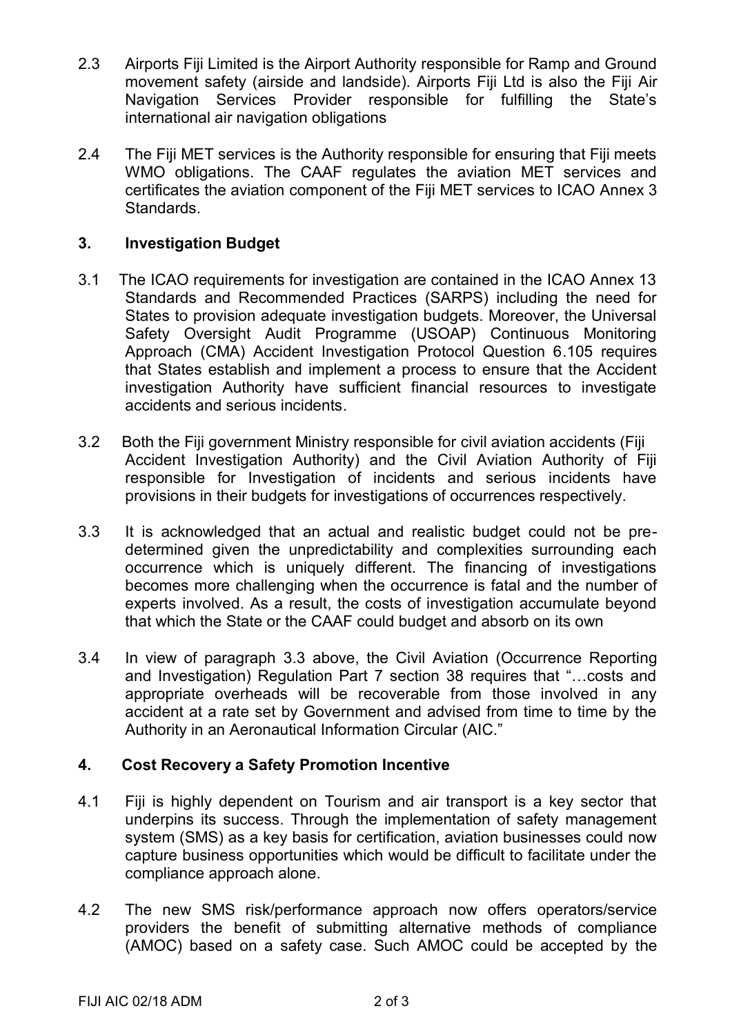2.3 Airports Fiji Limited is the Airport Authority responsible for Ramp and Ground movement safety (airside and landside). Airports Fiji Ltd is also the Fiji Air Navigation Services Provider responsible for fulfilling the State's international air navigation obligations

2.4 The Fiji MET services is the Authority responsible for ensuring that Fiji meets WMO obligations. The CAAF regulates the aviation MET services and certificates the aviation component of the Fiji MET services to ICAO Annex 3 Standards.

## 3. Investigation Budget

3.1 The ICAO requirements for investigation are contained in the ICAO Annex 13 Standards and Recommended Practices (SARPS) including the need for States to provision adequate investigation budgets. Moreover, the Universal Safety Oversight Audit Programme (USOAP) Continuous Monitoring Approach (CMA) Accident Investigation Protocol Question 6.105 requires that States establish and implement a process to ensure that the Accident investigation Authority have sufficient financial resources to investigate accidents and serious incidents.

3.2 Both the Fiji government Ministry responsible for civil aviation accidents (Fiji Accident Investigation Authority) and the Civil Aviation Authority of Fiji responsible for Investigation of incidents and serious incidents have provisions in their budgets for investigations of occurrences respectively.

3.3 It is acknowledged that an actual and realistic budget could not be pre-determined given the unpredictability and complexities surrounding each occurrence which is uniquely different. The financing of investigations becomes more challenging when the occurrence is fatal and the number of experts involved. As a result, the costs of investigation accumulate beyond that which the State or the CAAF could budget and absorb on its own

3.4 In view of paragraph 3.3 above, the Civil Aviation (Occurrence Reporting and Investigation) Regulation Part 7 section 38 requires that "…costs and appropriate overheads will be recoverable from those involved in any accident at a rate set by Government and advised from time to time by the Authority in an Aeronautical Information Circular (AIC."

## 4. Cost Recovery a Safety Promotion Incentive

4.1 Fiji is highly dependent on Tourism and air transport is a key sector that underpins its success. Through the implementation of safety management system (SMS) as a key basis for certification, aviation businesses could now capture business opportunities which would be difficult to facilitate under the compliance approach alone.

4.2 The new SMS risk/performance approach now offers operators/service providers the benefit of submitting alternative methods of compliance (AMOC) based on a safety case. Such AMOC could be accepted by the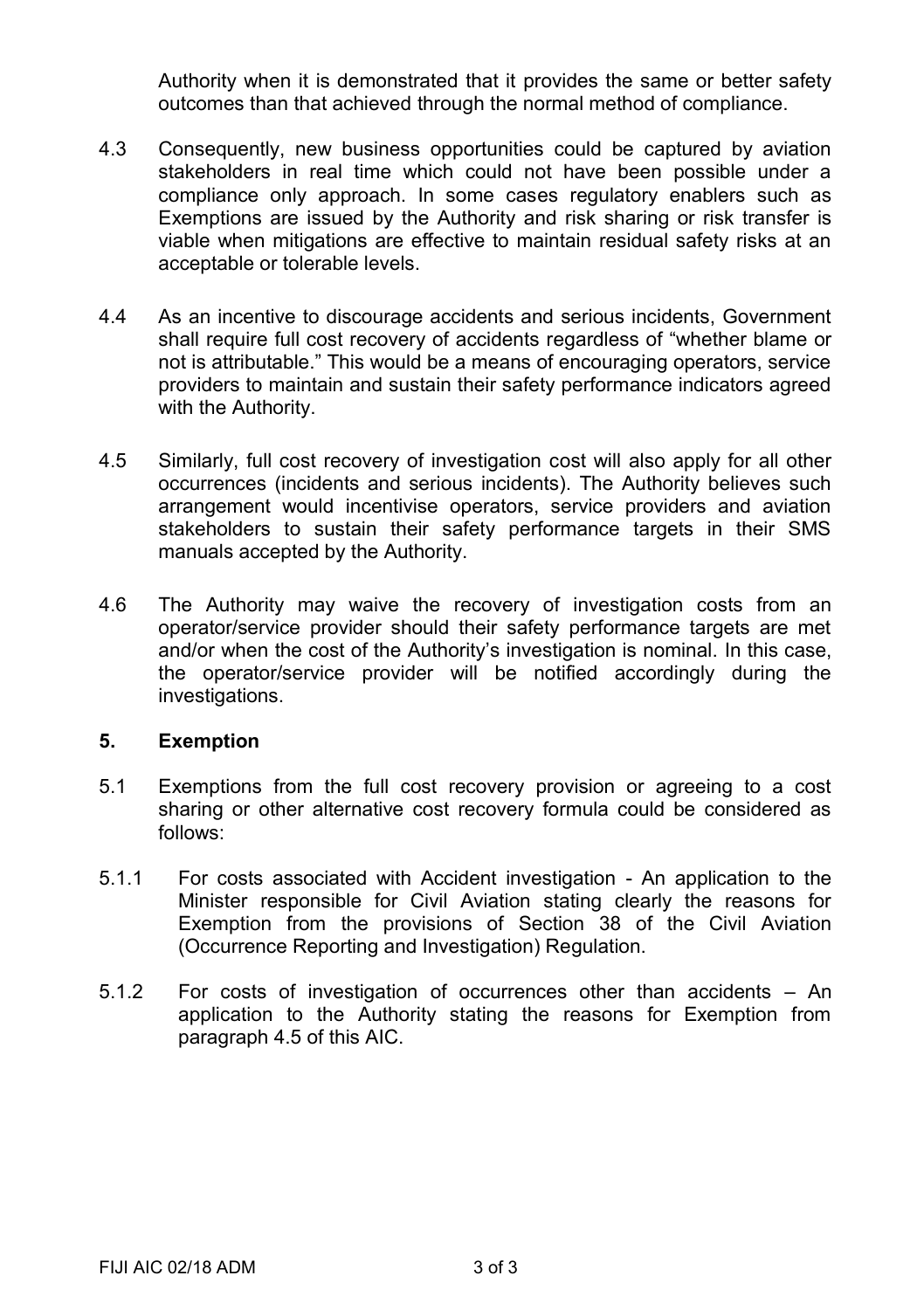Authority when it is demonstrated that it provides the same or better safety outcomes than that achieved through the normal method of compliance.

4.3 Consequently, new business opportunities could be captured by aviation stakeholders in real time which could not have been possible under a compliance only approach. In some cases regulatory enablers such as Exemptions are issued by the Authority and risk sharing or risk transfer is viable when mitigations are effective to maintain residual safety risks at an acceptable or tolerable levels.

4.4 As an incentive to discourage accidents and serious incidents, Government shall require full cost recovery of accidents regardless of "whether blame or not is attributable." This would be a means of encouraging operators, service providers to maintain and sustain their safety performance indicators agreed with the Authority.

4.5 Similarly, full cost recovery of investigation cost will also apply for all other occurrences (incidents and serious incidents). The Authority believes such arrangement would incentivise operators, service providers and aviation stakeholders to sustain their safety performance targets in their SMS manuals accepted by the Authority.

4.6 The Authority may waive the recovery of investigation costs from an operator/service provider should their safety performance targets are met and/or when the cost of the Authority's investigation is nominal. In this case, the operator/service provider will be notified accordingly during the investigations.

## 5. Exemption

5.1 Exemptions from the full cost recovery provision or agreeing to a cost sharing or other alternative cost recovery formula could be considered as follows:

5.1.1 For costs associated with Accident investigation - An application to the Minister responsible for Civil Aviation stating clearly the reasons for Exemption from the provisions of Section 38 of the Civil Aviation (Occurrence Reporting and Investigation) Regulation.

5.1.2 For costs of investigation of occurrences other than accidents – An application to the Authority stating the reasons for Exemption from paragraph 4.5 of this AIC.